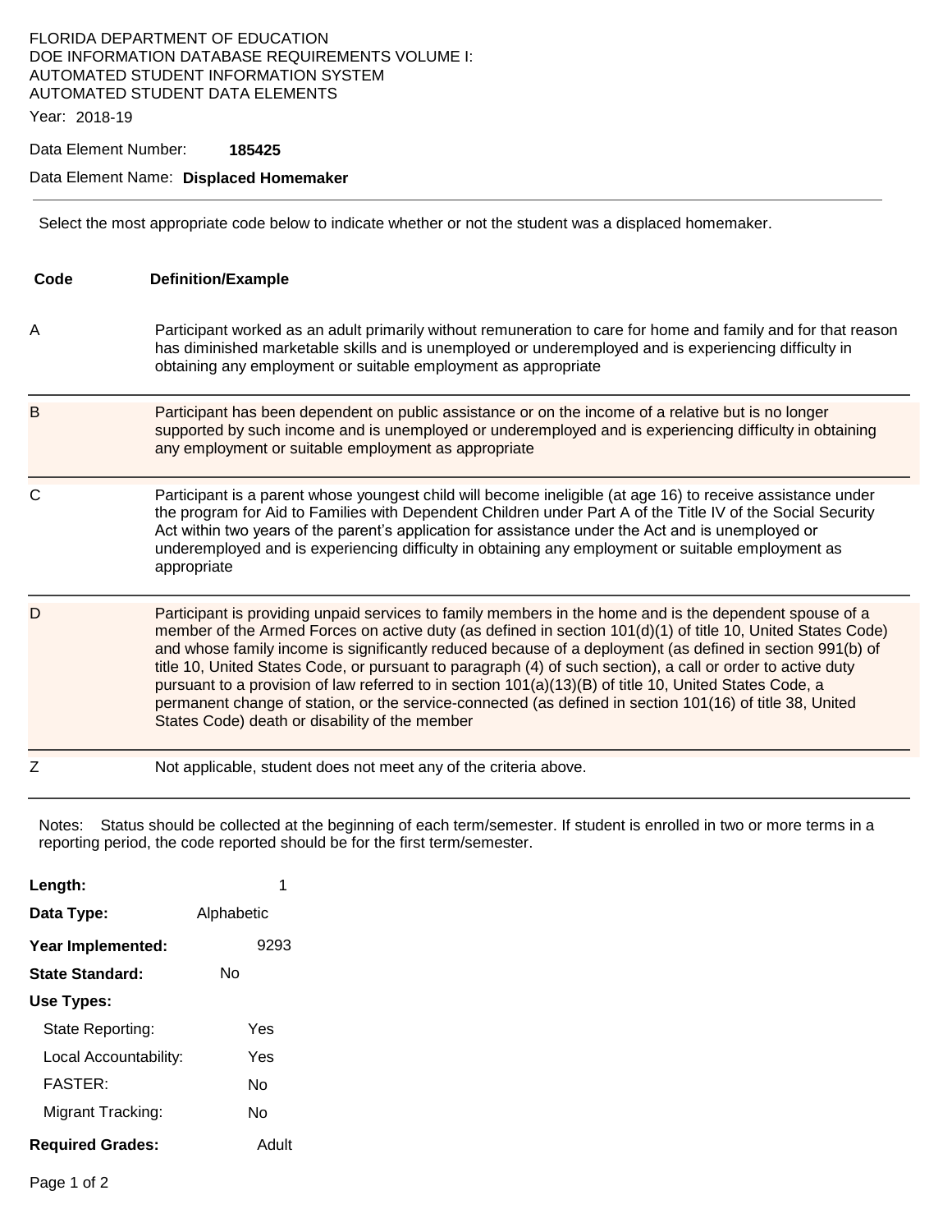FLORIDA DEPARTMENT OF EDUCATION
DOE INFORMATION DATABASE REQUIREMENTS VOLUME I:
AUTOMATED STUDENT INFORMATION SYSTEM
AUTOMATED STUDENT DATA ELEMENTS

Year: 2018-19

Data Element Number: **185425**

Data Element Name: **Displaced Homemaker**

---

Select the most appropriate code below to indicate whether or not the student was a displaced homemaker.

| Code | Definition/Example |
|---|---|
| A | Participant worked as an adult primarily without remuneration to care for home and family and for that reason has diminished marketable skills and is unemployed or underemployed and is experiencing difficulty in obtaining any employment or suitable employment as appropriate |
| B | Participant has been dependent on public assistance or on the income of a relative but is no longer supported by such income and is unemployed or underemployed and is experiencing difficulty in obtaining any employment or suitable employment as appropriate |
| C | Participant is a parent whose youngest child will become ineligible (at age 16) to receive assistance under the program for Aid to Families with Dependent Children under Part A of the Title IV of the Social Security Act within two years of the parent's application for assistance under the Act and is unemployed or underemployed and is experiencing difficulty in obtaining any employment or suitable employment as appropriate |
| D | Participant is providing unpaid services to family members in the home and is the dependent spouse of a member of the Armed Forces on active duty (as defined in section 101(d)(1) of title 10, United States Code) and whose family income is significantly reduced because of a deployment (as defined in section 991(b) of title 10, United States Code, or pursuant to paragraph (4) of such section), a call or order to active duty pursuant to a provision of law referred to in section 101(a)(13)(B) of title 10, United States Code, a permanent change of station, or the service-connected (as defined in section 101(16) of title 38, United States Code) death or disability of the member |
| Z | Not applicable, student does not meet any of the criteria above. |

Notes: Status should be collected at the beginning of each term/semester. If student is enrolled in two or more terms in a reporting period, the code reported should be for the first term/semester.

**Length:** 1

**Data Type:** Alphabetic

**Year Implemented:** 9293

**State Standard:** No

**Use Types:**

- State Reporting: Yes
- Local Accountability: Yes
- FASTER: No
- Migrant Tracking: No

**Required Grades:** Adult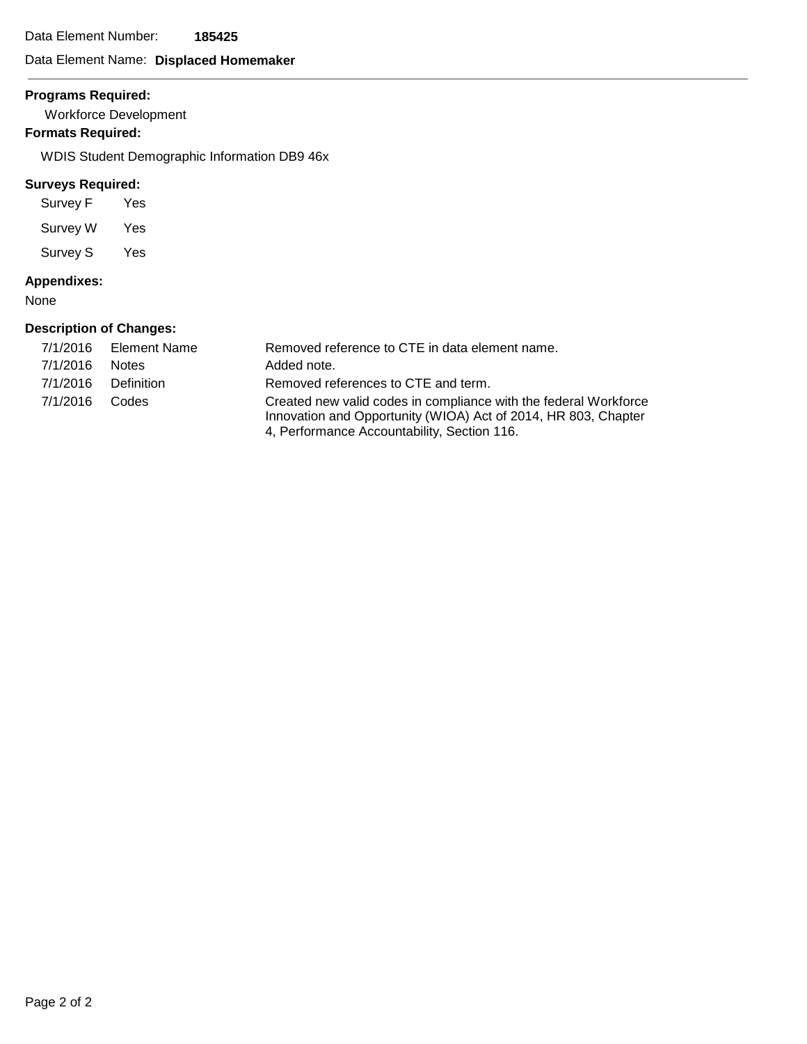Data Element Number: **185425**

Data Element Name: **Displaced Homemaker**

---

**Programs Required:**

Workforce Development

**Formats Required:**

WDIS Student Demographic Information DB9 46x

**Surveys Required:**

| | |
|---|---|
| Survey F | Yes |
| Survey W | Yes |
| Survey S | Yes |

**Appendixes:**

None

**Description of Changes:**

| | | |
|---|---|---|
| 7/1/2016 | Element Name | Removed reference to CTE in data element name. |
| 7/1/2016 | Notes | Added note. |
| 7/1/2016 | Definition | Removed references to CTE and term. |
| 7/1/2016 | Codes | Created new valid codes in compliance with the federal Workforce Innovation and Opportunity (WIOA) Act of 2014, HR 803, Chapter 4, Performance Accountability, Section 116. |